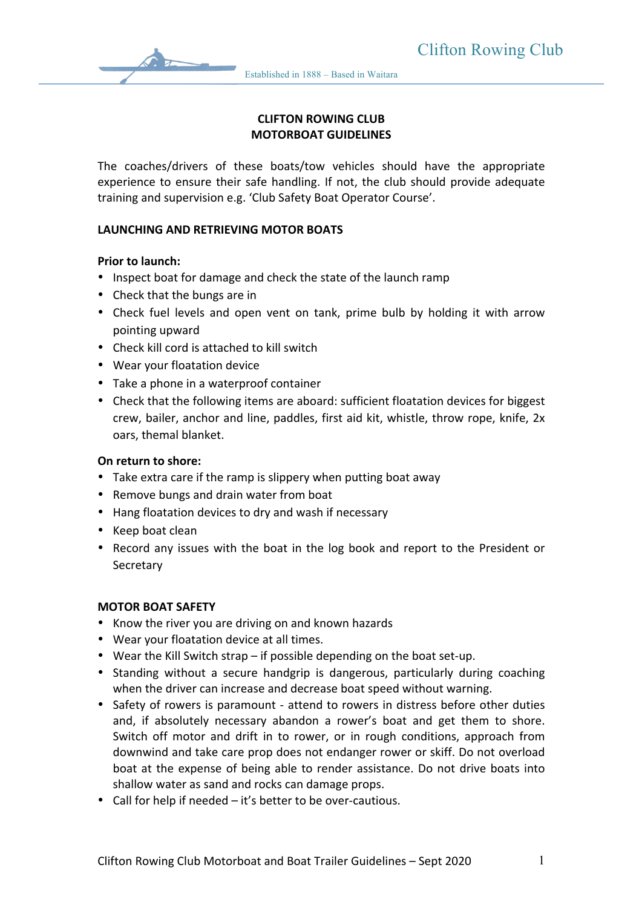# CLIFTON ROWING CLUB
# MOTORBOAT GUIDELINES

The coaches/drivers of these boats/tow vehicles should have the appropriate experience to ensure their safe handling. If not, the club should provide adequate training and supervision e.g. 'Club Safety Boat Operator Course'.

## LAUNCHING AND RETRIEVING MOTOR BOATS

### Prior to launch:

- Inspect boat for damage and check the state of the launch ramp
- Check that the bungs are in
- Check fuel levels and open vent on tank, prime bulb by holding it with arrow pointing upward
- Check kill cord is attached to kill switch
- Wear your floatation device
- Take a phone in a waterproof container
- Check that the following items are aboard: sufficient floatation devices for biggest crew, bailer, anchor and line, paddles, first aid kit, whistle, throw rope, knife, 2x oars, themal blanket.

### On return to shore:

- Take extra care if the ramp is slippery when putting boat away
- Remove bungs and drain water from boat
- Hang floatation devices to dry and wash if necessary
- Keep boat clean
- Record any issues with the boat in the log book and report to the President or Secretary

## MOTOR BOAT SAFETY

- Know the river you are driving on and known hazards
- Wear your floatation device at all times.
- Wear the Kill Switch strap – if possible depending on the boat set-up.
- Standing without a secure handgrip is dangerous, particularly during coaching when the driver can increase and decrease boat speed without warning.
- Safety of rowers is paramount - attend to rowers in distress before other duties and, if absolutely necessary abandon a rower's boat and get them to shore. Switch off motor and drift in to rower, or in rough conditions, approach from downwind and take care prop does not endanger rower or skiff. Do not overload boat at the expense of being able to render assistance. Do not drive boats into shallow water as sand and rocks can damage props.
- Call for help if needed – it's better to be over-cautious.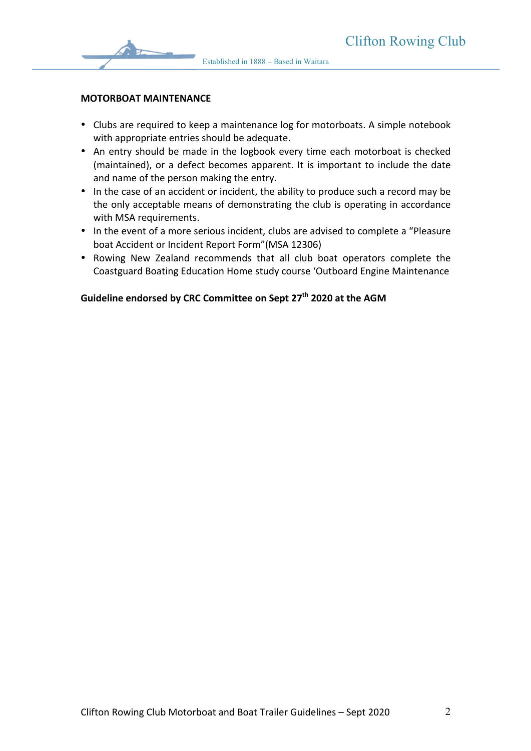**MOTORBOAT MAINTENANCE**

- Clubs are required to keep a maintenance log for motorboats. A simple notebook with appropriate entries should be adequate.
- An entry should be made in the logbook every time each motorboat is checked (maintained), or a defect becomes apparent. It is important to include the date and name of the person making the entry.
- In the case of an accident or incident, the ability to produce such a record may be the only acceptable means of demonstrating the club is operating in accordance with MSA requirements.
- In the event of a more serious incident, clubs are advised to complete a "Pleasure boat Accident or Incident Report Form"(MSA 12306)
- Rowing New Zealand recommends that all club boat operators complete the Coastguard Boating Education Home study course 'Outboard Engine Maintenance

**Guideline endorsed by CRC Committee on Sept 27th 2020 at the AGM**